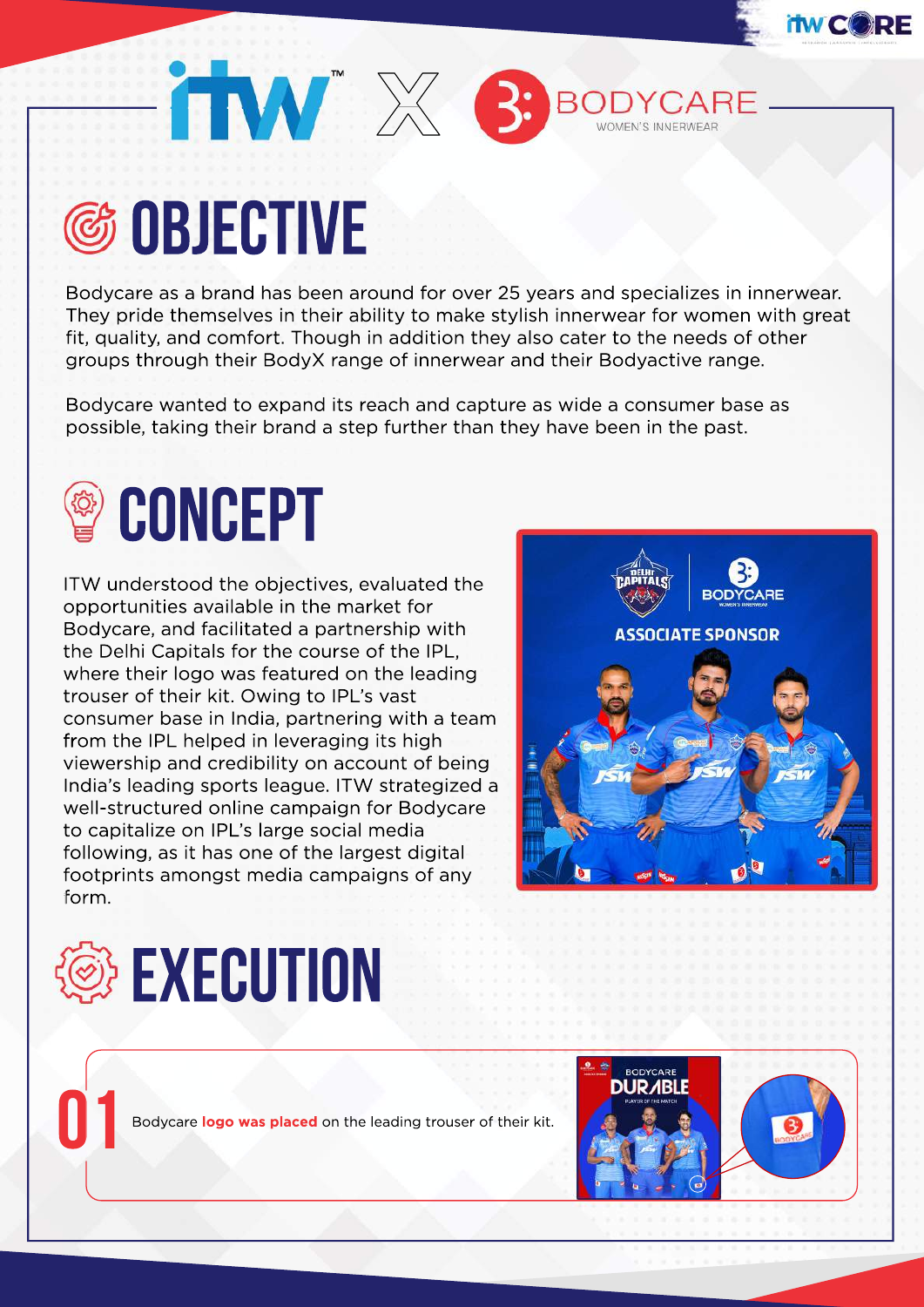# ITW X BODYCARE WOMEN'S INNERWEAR

## OBJECTIVE

Bodycare as a brand has been around for over 25 years and specializes in innerwear. They pride themselves in their ability to make stylish innerwear for women with great fit, quality, and comfort. Though in addition they also cater to the needs of other groups through their BodyX range of innerwear and their Bodyactive range.

Bodycare wanted to expand its reach and capture as wide a consumer base as possible, taking their brand a step further than they have been in the past.

## CONCEPT

ITW understood the objectives, evaluated the opportunities available in the market for Bodycare, and facilitated a partnership with the Delhi Capitals for the course of the IPL, where their logo was featured on the leading trouser of their kit. Owing to IPL's vast consumer base in India, partnering with a team from the IPL helped in leveraging its high viewership and credibility on account of being India's leading sports league. ITW strategized a well-structured online campaign for Bodycare to capitalize on IPL's large social media following, as it has one of the largest digital footprints amongst media campaigns of any form.

## EXECUTION

**01** Bodycare **logo was placed** on the leading trouser of their kit.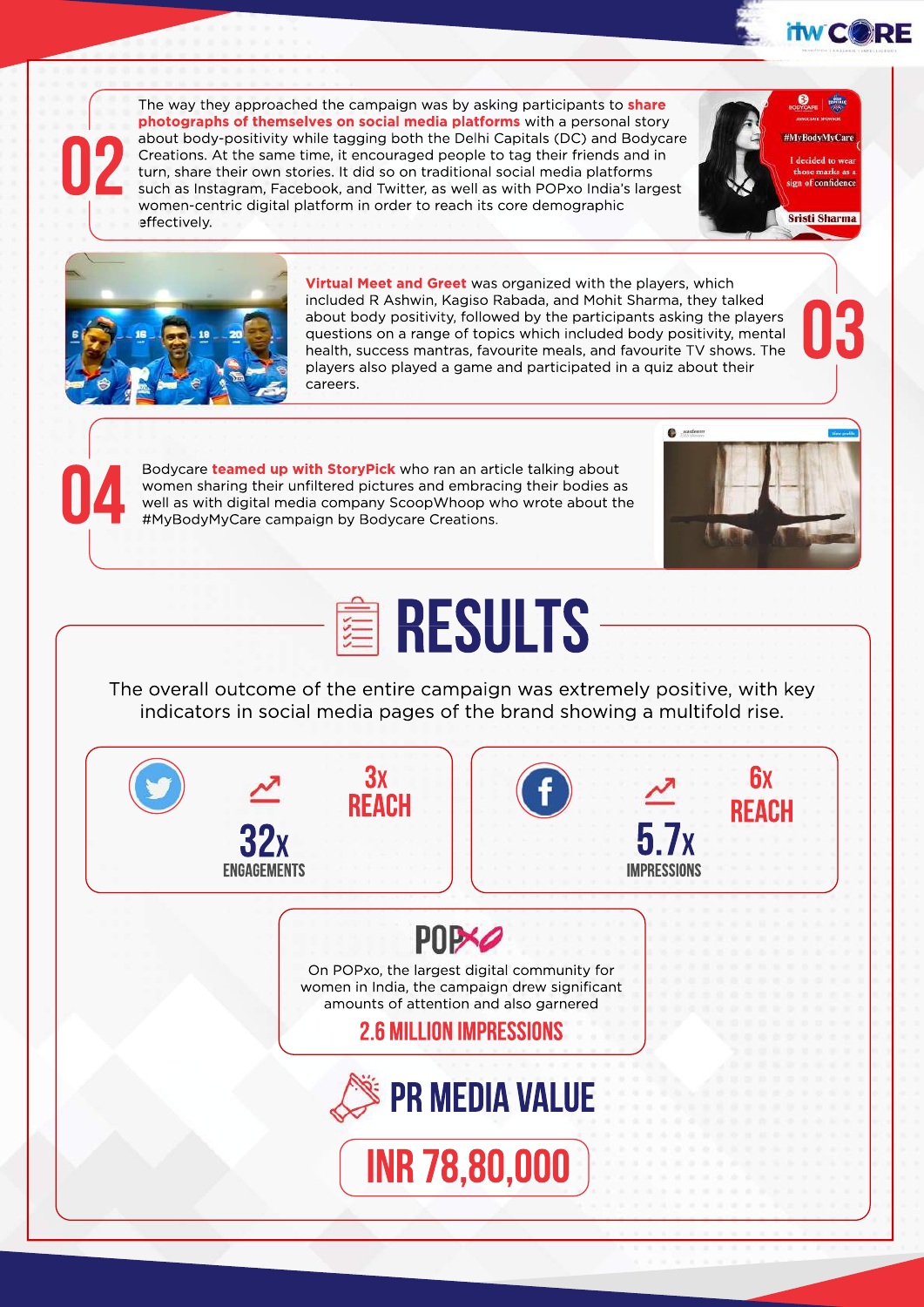## 02

The way they approached the campaign was by asking participants to **share photographs of themselves on social media platforms** with a personal story about body-positivity while tagging both the Delhi Capitals (DC) and Bodycare Creations. At the same time, it encouraged people to tag their friends and in turn, share their own stories. It did so on traditional social media platforms such as Instagram, Facebook, and Twitter, as well as with POPxo India's largest women-centric digital platform in order to reach its core demographic effectively.

## 03

**Virtual Meet and Greet** was organized with the players, which included R Ashwin, Kagiso Rabada, and Mohit Sharma, they talked about body positivity, followed by the participants asking the players questions on a range of topics which included body positivity, mental health, success mantras, favourite meals, and favourite TV shows. The players also played a game and participated in a quiz about their careers.

## 04

Bodycare **teamed up with StoryPick** who ran an article talking about women sharing their unfiltered pictures and embracing their bodies as well as with digital media company ScoopWhoop who wrote about the #MyBodyMyCare campaign by Bodycare Creations.

# RESULTS

The overall outcome of the entire campaign was extremely positive, with key indicators in social media pages of the brand showing a multifold rise.

**Twitter**

- 32x ENGAGEMENTS
- 3x REACH

**Facebook**

- 5.7x IMPRESSIONS
- 6x REACH

**POPxo**

On POPxo, the largest digital community for women in India, the campaign drew significant amounts of attention and also garnered

**2.6 MILLION IMPRESSIONS**

## PR MEDIA VALUE

**INR 78,80,000**